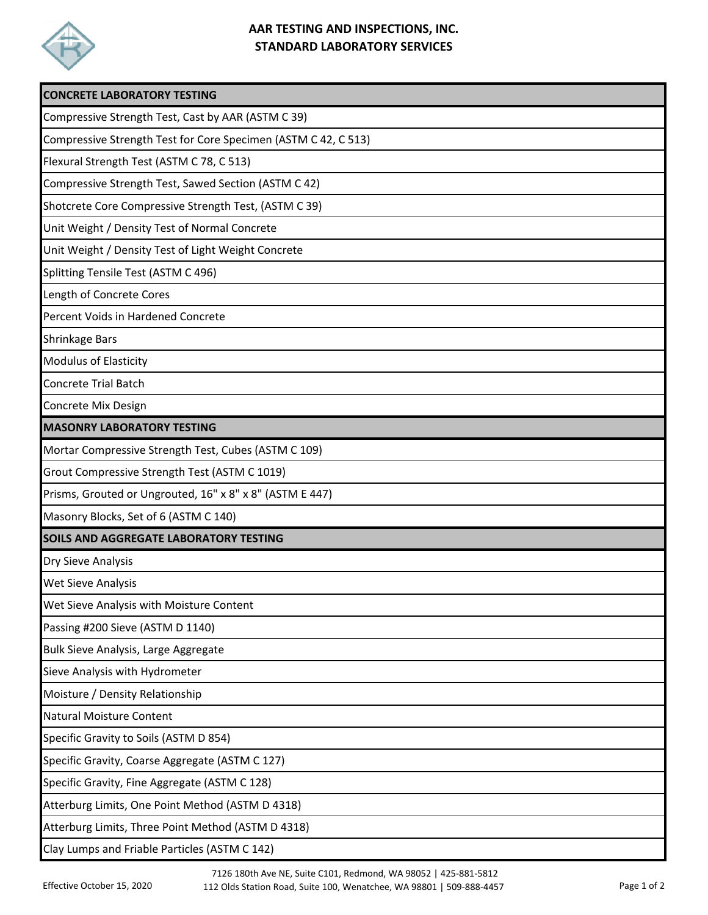# AAR TESTING AND INSPECTIONS, INC.
## STANDARD LABORATORY SERVICES

| **CONCRETE LABORATORY TESTING** |
|---|
| Compressive Strength Test, Cast by AAR (ASTM C 39) |
| Compressive Strength Test for Core Specimen (ASTM C 42, C 513) |
| Flexural Strength Test (ASTM C 78, C 513) |
| Compressive Strength Test, Sawed Section (ASTM C 42) |
| Shotcrete Core Compressive Strength Test, (ASTM C 39) |
| Unit Weight / Density Test of Normal Concrete |
| Unit Weight / Density Test of Light Weight Concrete |
| Splitting Tensile Test (ASTM C 496) |
| Length of Concrete Cores |
| Percent Voids in Hardened Concrete |
| Shrinkage Bars |
| Modulus of Elasticity |
| Concrete Trial Batch |
| Concrete Mix Design |
| **MASONRY LABORATORY TESTING** |
| Mortar Compressive Strength Test, Cubes (ASTM C 109) |
| Grout Compressive Strength Test (ASTM C 1019) |
| Prisms, Grouted or Ungrouted, 16" x 8" x 8" (ASTM E 447) |
| Masonry Blocks, Set of 6 (ASTM C 140) |
| **SOILS AND AGGREGATE LABORATORY TESTING** |
| Dry Sieve Analysis |
| Wet Sieve Analysis |
| Wet Sieve Analysis with Moisture Content |
| Passing #200 Sieve (ASTM D 1140) |
| Bulk Sieve Analysis, Large Aggregate |
| Sieve Analysis with Hydrometer |
| Moisture / Density Relationship |
| Natural Moisture Content |
| Specific Gravity to Soils (ASTM D 854) |
| Specific Gravity, Coarse Aggregate (ASTM C 127) |
| Specific Gravity, Fine Aggregate (ASTM C 128) |
| Atterburg Limits, One Point Method (ASTM D 4318) |
| Atterburg Limits, Three Point Method (ASTM D 4318) |
| Clay Lumps and Friable Particles (ASTM C 142) |

Effective October 15, 2020

7126 180th Ave NE, Suite C101, Redmond, WA 98052 | 425-881-5812
112 Olds Station Road, Suite 100, Wenatchee, WA 98801 | 509-888-4457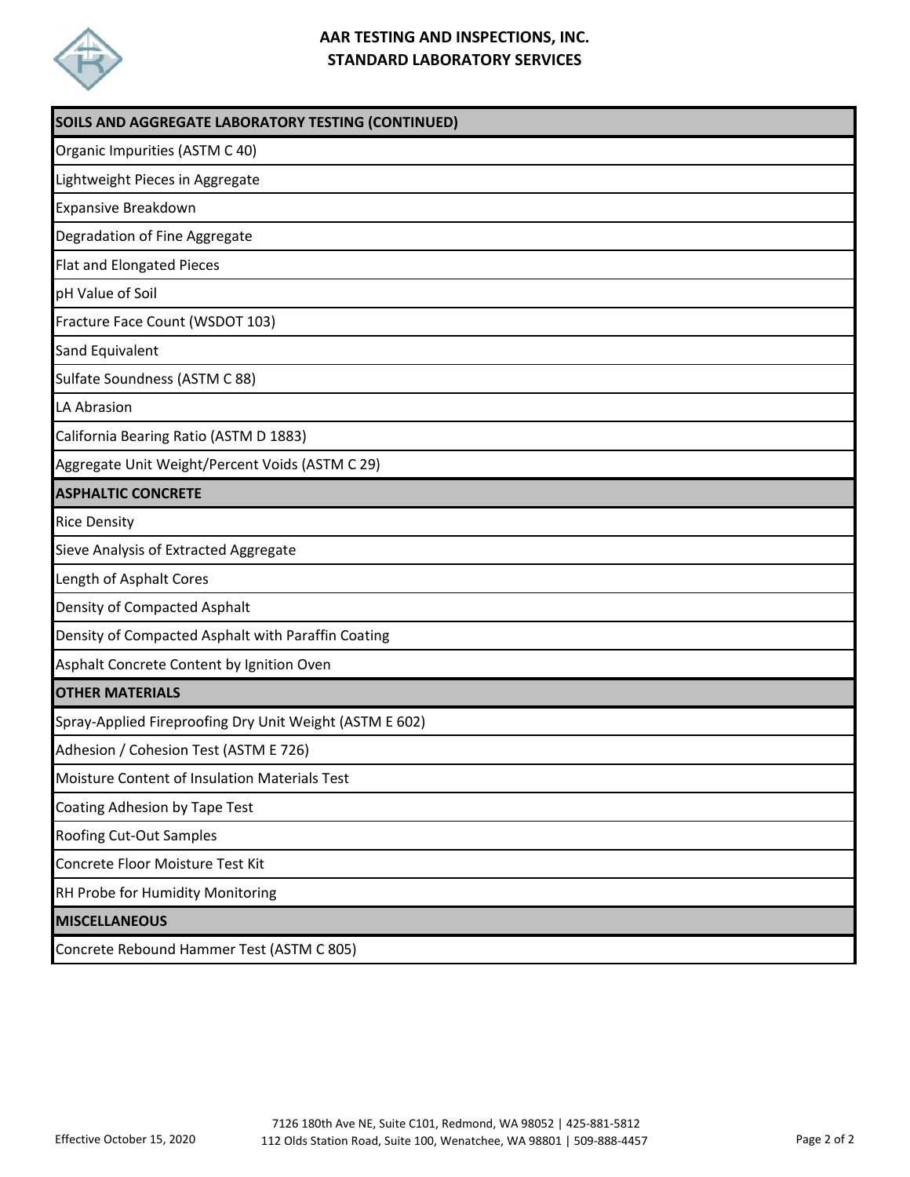# AAR TESTING AND INSPECTIONS, INC.
## STANDARD LABORATORY SERVICES

| **SOILS AND AGGREGATE LABORATORY TESTING (CONTINUED)** |
|---|
| Organic Impurities (ASTM C 40) |
| Lightweight Pieces in Aggregate |
| Expansive Breakdown |
| Degradation of Fine Aggregate |
| Flat and Elongated Pieces |
| pH Value of Soil |
| Fracture Face Count (WSDOT 103) |
| Sand Equivalent |
| Sulfate Soundness (ASTM C 88) |
| LA Abrasion |
| California Bearing Ratio (ASTM D 1883) |
| Aggregate Unit Weight/Percent Voids (ASTM C 29) |
| **ASPHALTIC CONCRETE** |
| Rice Density |
| Sieve Analysis of Extracted Aggregate |
| Length of Asphalt Cores |
| Density of Compacted Asphalt |
| Density of Compacted Asphalt with Paraffin Coating |
| Asphalt Concrete Content by Ignition Oven |
| **OTHER MATERIALS** |
| Spray-Applied Fireproofing Dry Unit Weight (ASTM E 602) |
| Adhesion / Cohesion Test (ASTM E 726) |
| Moisture Content of Insulation Materials Test |
| Coating Adhesion by Tape Test |
| Roofing Cut-Out Samples |
| Concrete Floor Moisture Test Kit |
| RH Probe for Humidity Monitoring |
| **MISCELLANEOUS** |
| Concrete Rebound Hammer Test (ASTM C 805) |

Effective October 15, 2020

7126 180th Ave NE, Suite C101, Redmond, WA 98052 | 425-881-5812
112 Olds Station Road, Suite 100, Wenatchee, WA 98801 | 509-888-4457